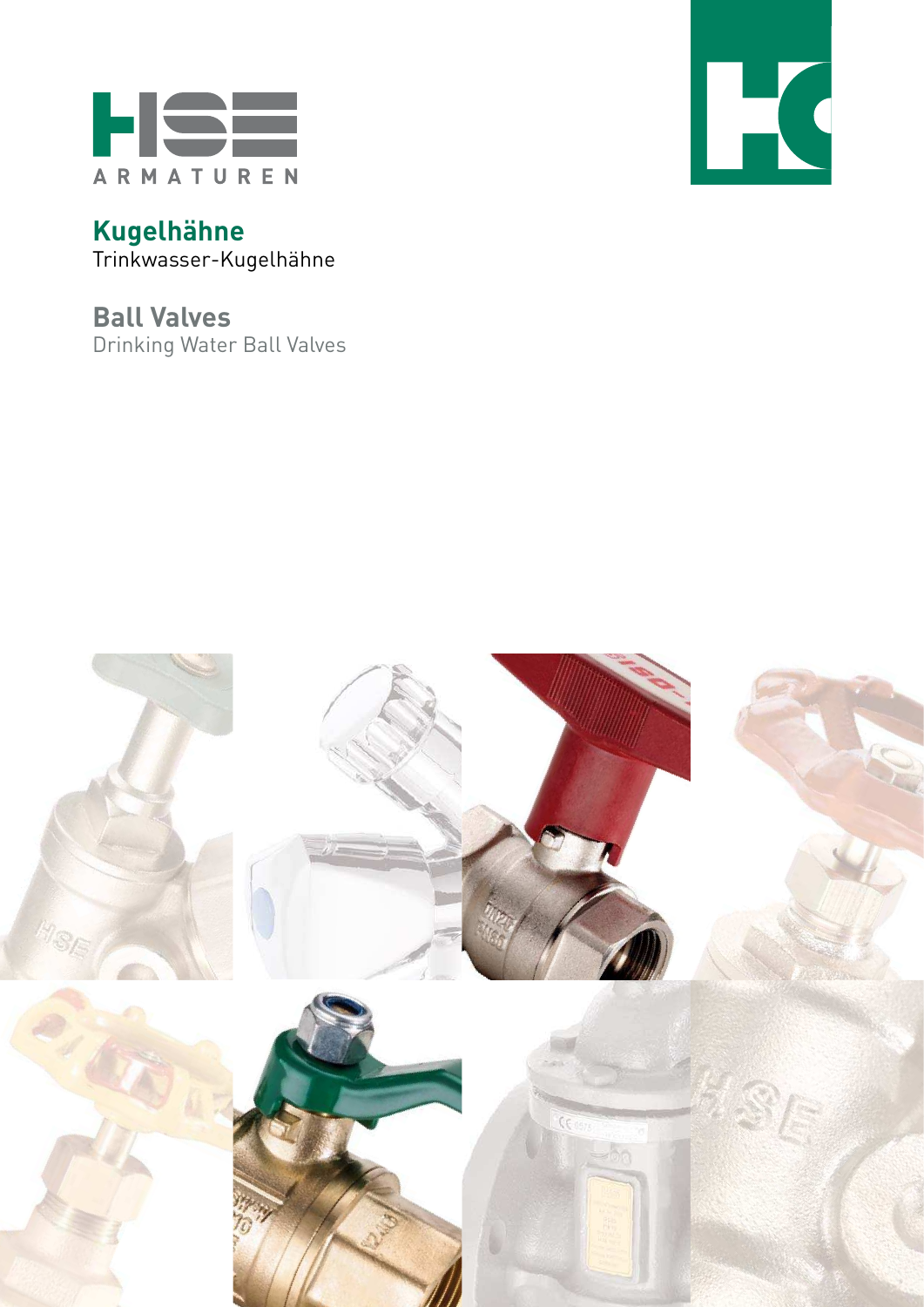HSE

ARMATUREN

# Kugelhähne

Trinkwasser-Kugelhähne

# Ball Valves

Drinking Water Ball Valves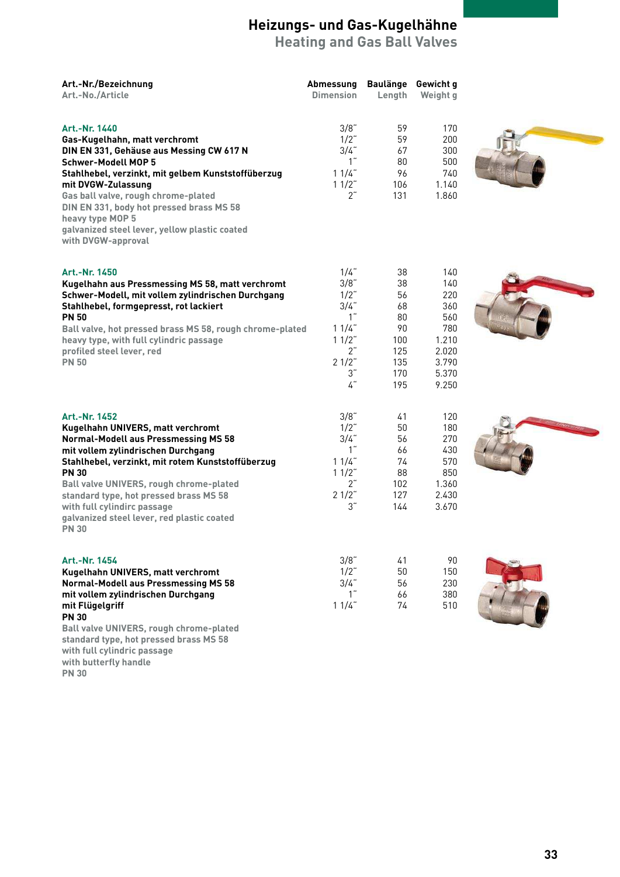# Heizungs- und Gas-Kugelhähne
## Heating and Gas Ball Valves

| Art.-Nr./Bezeichnung<br>Art.-No./Article | Abmessung<br>Dimension | Baulänge<br>Length | Gewicht g<br>Weight g |
|---|---|---|---|
| **Art.-Nr. 1440**<br>**Gas-Kugelhahn, matt verchromt**<br>**DIN EN 331, Gehäuse aus Messing CW 617 N**<br>**Schwer-Modell MOP 5**<br>**Stahlhebel, verzinkt, mit gelbem Kunststoffüberzug**<br>**mit DVGW-Zulassung**<br>Gas ball valve, rough chrome-plated<br>DIN EN 331, body hot pressed brass MS 58<br>heavy type MOP 5<br>galvanized steel lever, yellow plastic coated<br>with DVGW-approval | 3/8"<br>1/2"<br>3/4"<br>1"<br>1 1/4"<br>1 1/2"<br>2" | 59<br>59<br>67<br>80<br>96<br>106<br>131 | 170<br>200<br>300<br>500<br>740<br>1.140<br>1.860 |
| **Art.-Nr. 1450**<br>**Kugelhahn aus Pressmessing MS 58, matt verchromt**<br>**Schwer-Modell, mit vollem zylindrischen Durchgang**<br>**Stahlhebel, formgepresst, rot lackiert**<br>**PN 50**<br>Ball valve, hot pressed brass MS 58, rough chrome-plated<br>heavy type, with full cylindric passage<br>profiled steel lever, red<br>PN 50 | 1/4"<br>3/8"<br>1/2"<br>3/4"<br>1"<br>1 1/4"<br>1 1/2"<br>2"<br>2 1/2"<br>3"<br>4" | 38<br>38<br>56<br>68<br>80<br>90<br>100<br>125<br>135<br>170<br>195 | 140<br>140<br>220<br>360<br>560<br>780<br>1.210<br>2.020<br>3.790<br>5.370<br>9.250 |
| **Art.-Nr. 1452**<br>**Kugelhahn UNIVERS, matt verchromt**<br>**Normal-Modell aus Pressmessing MS 58**<br>**mit vollem zylindrischen Durchgang**<br>**Stahlhebel, verzinkt, mit rotem Kunststoffüberzug**<br>**PN 30**<br>Ball valve UNIVERS, rough chrome-plated<br>standard type, hot pressed brass MS 58<br>with full cylindirc passage<br>galvanized steel lever, red plastic coated<br>PN 30 | 3/8"<br>1/2"<br>3/4"<br>1"<br>1 1/4"<br>1 1/2"<br>2"<br>2 1/2"<br>3" | 41<br>50<br>56<br>66<br>74<br>88<br>102<br>127<br>144 | 120<br>180<br>270<br>430<br>570<br>850<br>1.360<br>2.430<br>3.670 |
| **Art.-Nr. 1454**<br>**Kugelhahn UNIVERS, matt verchromt**<br>**Normal-Modell aus Pressmessing MS 58**<br>**mit vollem zylindrischen Durchgang**<br>**mit Flügelgriff**<br>**PN 30**<br>Ball valve UNIVERS, rough chrome-plated<br>standard type, hot pressed brass MS 58<br>with full cylindric passage<br>with butterfly handle<br>PN 30 | 3/8"<br>1/2"<br>3/4"<br>1"<br>1 1/4" | 41<br>50<br>56<br>66<br>74 | 90<br>150<br>230<br>380<br>510 |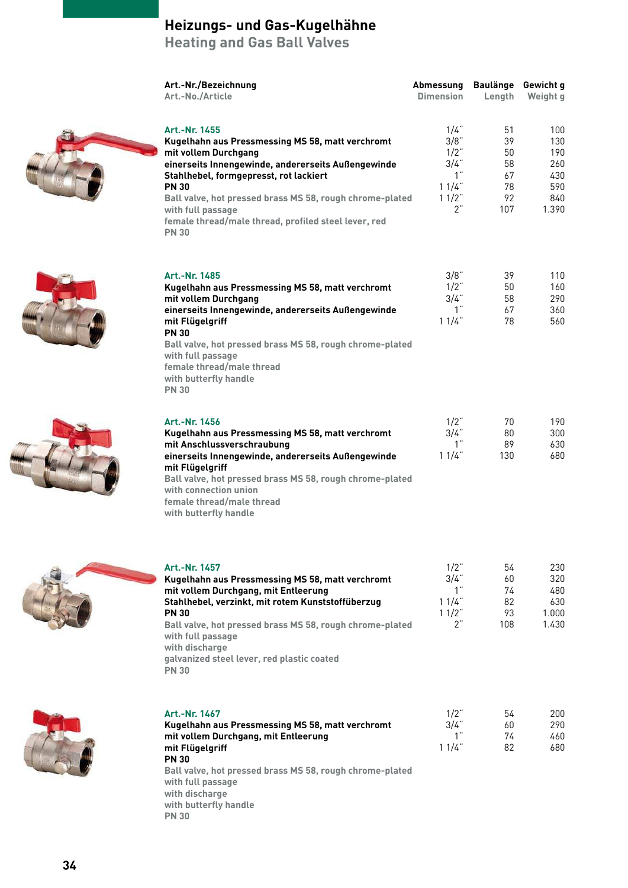# Heizungs- und Gas-Kugelhähne
## Heating and Gas Ball Valves

| Art.-Nr./Bezeichnung<br>Art.-No./Article | Abmessung<br>Dimension | Baulänge<br>Length | Gewicht g<br>Weight g |
|---|---|---|---|
| **Art.-Nr. 1455**<br>**Kugelhahn aus Pressmessing MS 58, matt verchromt mit vollem Durchgang einerseits Innengewinde, andererseits Außengewinde Stahlhebel, formgepresst, rot lackiert PN 30**<br>Ball valve, hot pressed brass MS 58, rough chrome-plated with full passage female thread/male thread, profiled steel lever, red PN 30 | 1/4" | 51 | 100 |
| | 3/8" | 39 | 130 |
| | 1/2" | 50 | 190 |
| | 3/4" | 58 | 260 |
| | 1" | 67 | 430 |
| | 1 1/4" | 78 | 590 |
| | 1 1/2" | 92 | 840 |
| | 2" | 107 | 1.390 |
| **Art.-Nr. 1485**<br>**Kugelhahn aus Pressmessing MS 58, matt verchromt mit vollem Durchgang einerseits Innengewinde, andererseits Außengewinde mit Flügelgriff PN 30**<br>Ball valve, hot pressed brass MS 58, rough chrome-plated with full passage female thread/male thread with butterfly handle PN 30 | 3/8" | 39 | 110 |
| | 1/2" | 50 | 160 |
| | 3/4" | 58 | 290 |
| | 1" | 67 | 360 |
| | 1 1/4" | 78 | 560 |
| **Art.-Nr. 1456**<br>**Kugelhahn aus Pressmessing MS 58, matt verchromt mit Anschlussverschraubung einerseits Innengewinde, andererseits Außengewinde mit Flügelgriff**<br>Ball valve, hot pressed brass MS 58, rough chrome-plated with connection union female thread/male thread with butterfly handle | 1/2" | 70 | 190 |
| | 3/4" | 80 | 300 |
| | 1" | 89 | 630 |
| | 1 1/4" | 130 | 680 |
| **Art.-Nr. 1457**<br>**Kugelhahn aus Pressmessing MS 58, matt verchromt mit vollem Durchgang, mit Entleerung Stahlhebel, verzinkt, mit rotem Kunststoffüberzug PN 30**<br>Ball valve, hot pressed brass MS 58, rough chrome-plated with full passage with discharge galvanized steel lever, red plastic coated PN 30 | 1/2" | 54 | 230 |
| | 3/4" | 60 | 320 |
| | 1" | 74 | 480 |
| | 1 1/4" | 82 | 630 |
| | 1 1/2" | 93 | 1.000 |
| | 2" | 108 | 1.430 |
| **Art.-Nr. 1467**<br>**Kugelhahn aus Pressmessing MS 58, matt verchromt mit vollem Durchgang, mit Entleerung mit Flügelgriff PN 30**<br>Ball valve, hot pressed brass MS 58, rough chrome-plated with full passage with discharge with butterfly handle PN 30 | 1/2" | 54 | 200 |
| | 3/4" | 60 | 290 |
| | 1" | 74 | 460 |
| | 1 1/4" | 82 | 680 |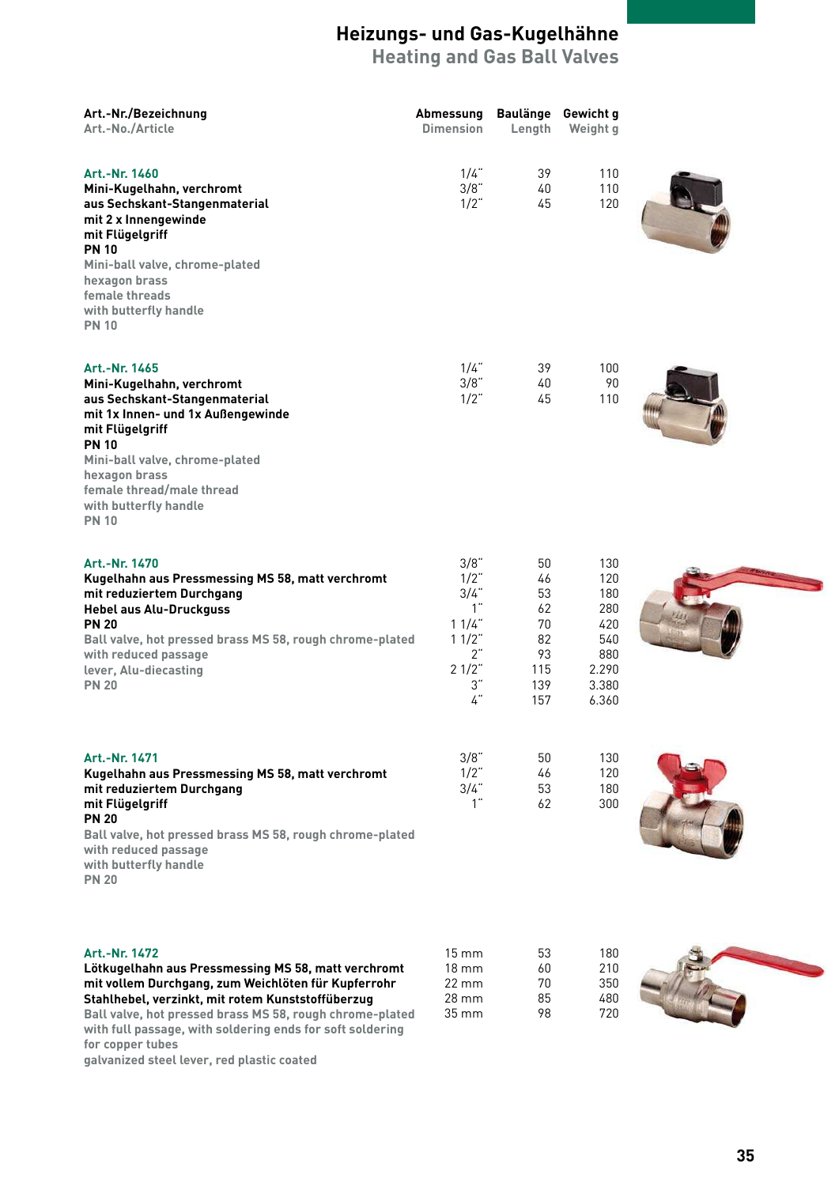# Heizungs- und Gas-Kugelhähne
## Heating and Gas Ball Valves

| Art.-Nr./Bezeichnung<br>Art.-No./Article | Abmessung<br>Dimension | Baulänge<br>Length | Gewicht g<br>Weight g |
|---|---|---|---|
| **Art.-Nr. 1460**<br>**Mini-Kugelhahn, verchromt aus Sechskant-Stangenmaterial mit 2 x Innengewinde mit Flügelgriff PN 10**<br>Mini-ball valve, chrome-plated hexagon brass female threads with butterfly handle PN 10 | 1/4"<br>3/8"<br>1/2" | 39<br>40<br>45 | 110<br>110<br>120 |
| **Art.-Nr. 1465**<br>**Mini-Kugelhahn, verchromt aus Sechskant-Stangenmaterial mit 1x Innen- und 1x Außengewinde mit Flügelgriff PN 10**<br>Mini-ball valve, chrome-plated hexagon brass female thread/male thread with butterfly handle PN 10 | 1/4"<br>3/8"<br>1/2" | 39<br>40<br>45 | 100<br>90<br>110 |
| **Art.-Nr. 1470**<br>**Kugelhahn aus Pressmessing MS 58, matt verchromt mit reduziertem Durchgang Hebel aus Alu-Druckguss PN 20**<br>Ball valve, hot pressed brass MS 58, rough chrome-plated with reduced passage lever, Alu-diecasting PN 20 | 3/8"<br>1/2"<br>3/4"<br>1"<br>1 1/4"<br>1 1/2"<br>2"<br>2 1/2"<br>3"<br>4" | 50<br>46<br>53<br>62<br>70<br>82<br>93<br>115<br>139<br>157 | 130<br>120<br>180<br>280<br>420<br>540<br>880<br>2.290<br>3.380<br>6.360 |
| **Art.-Nr. 1471**<br>**Kugelhahn aus Pressmessing MS 58, matt verchromt mit reduziertem Durchgang mit Flügelgriff PN 20**<br>Ball valve, hot pressed brass MS 58, rough chrome-plated with reduced passage with butterfly handle PN 20 | 3/8"<br>1/2"<br>3/4"<br>1" | 50<br>46<br>53<br>62 | 130<br>120<br>180<br>300 |
| **Art.-Nr. 1472**<br>**Lötkugelhahn aus Pressmessing MS 58, matt verchromt mit vollem Durchgang, zum Weichlöten für Kupferrohr Stahlhebel, verzinkt, mit rotem Kunststoffüberzug**<br>Ball valve, hot pressed brass MS 58, rough chrome-plated with full passage, with soldering ends for soft soldering for copper tubes galvanized steel lever, red plastic coated | 15 mm<br>18 mm<br>22 mm<br>28 mm<br>35 mm | 53<br>60<br>70<br>85<br>98 | 180<br>210<br>350<br>480<br>720 |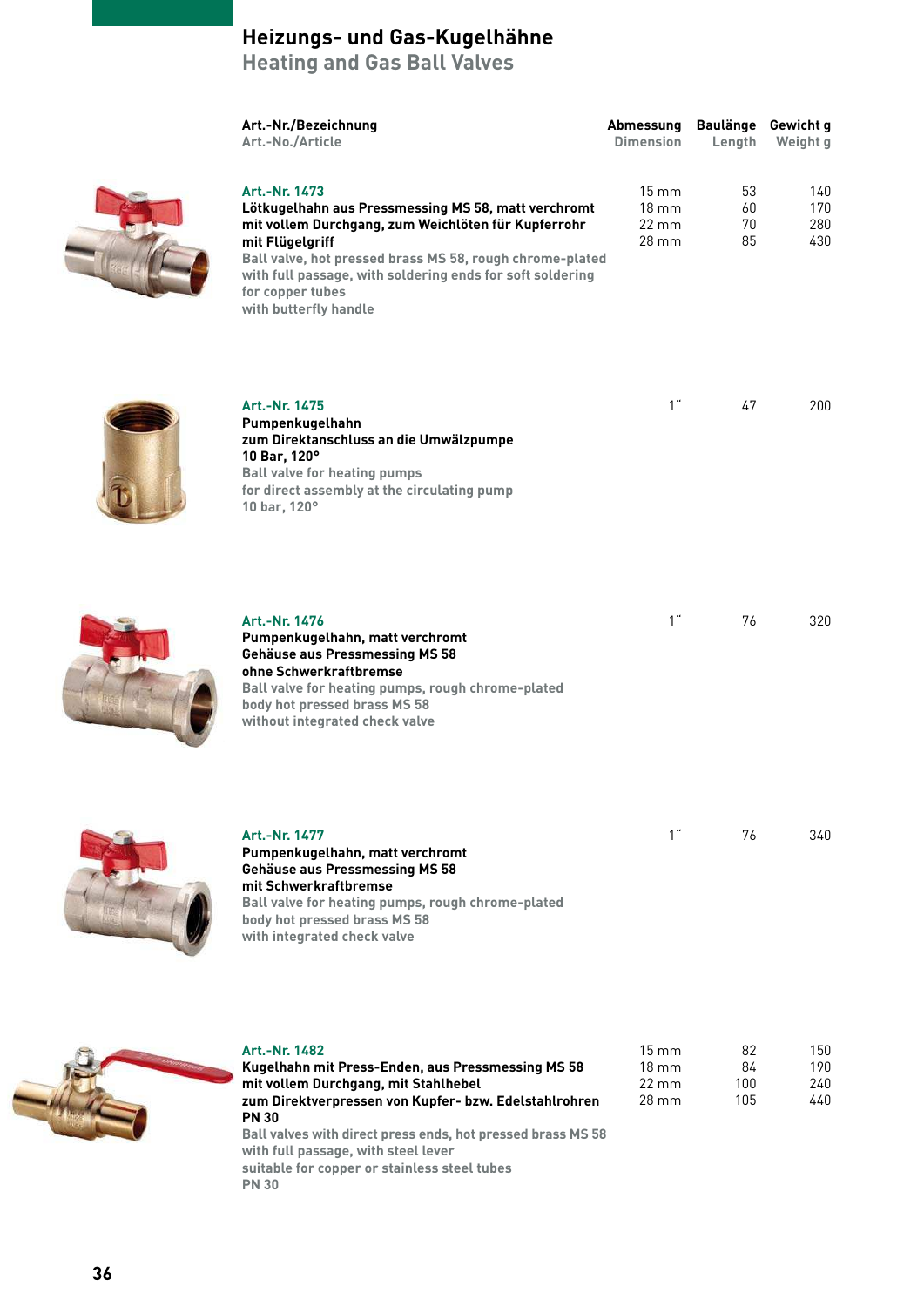# Heizungs- und Gas-Kugelhähne
## Heating and Gas Ball Valves

| Art.-Nr./Bezeichnung<br>Art.-No./Article | Abmessung<br>Dimension | Baulänge<br>Length | Gewicht g<br>Weight g |
|---|---|---|---|
| **Art.-Nr. 1473**<br>**Lötkugelhahn aus Pressmessing MS 58, matt verchromt mit vollem Durchgang, zum Weichlöten für Kupferrohr mit Flügelgriff**<br>Ball valve, hot pressed brass MS 58, rough chrome-plated with full passage, with soldering ends for soft soldering for copper tubes with butterfly handle | 15 mm<br>18 mm<br>22 mm<br>28 mm | 53<br>60<br>70<br>85 | 140<br>170<br>280<br>430 |
| **Art.-Nr. 1475**<br>**Pumpenkugelhahn zum Direktanschluss an die Umwälzpumpe 10 Bar, 120°**<br>Ball valve for heating pumps for direct assembly at the circulating pump 10 bar, 120° | 1" | 47 | 200 |
| **Art.-Nr. 1476**<br>**Pumpenkugelhahn, matt verchromt Gehäuse aus Pressmessing MS 58 ohne Schwerkraftbremse**<br>Ball valve for heating pumps, rough chrome-plated body hot pressed brass MS 58 without integrated check valve | 1" | 76 | 320 |
| **Art.-Nr. 1477**<br>**Pumpenkugelhahn, matt verchromt Gehäuse aus Pressmessing MS 58 mit Schwerkraftbremse**<br>Ball valve for heating pumps, rough chrome-plated body hot pressed brass MS 58 with integrated check valve | 1" | 76 | 340 |
| **Art.-Nr. 1482**<br>**Kugelhahn mit Press-Enden, aus Pressmessing MS 58 mit vollem Durchgang, mit Stahlhebel zum Direktverpressen von Kupfer- bzw. Edelstahlrohren PN 30**<br>Ball valves with direct press ends, hot pressed brass MS 58 with full passage, with steel lever suitable for copper or stainless steel tubes PN 30 | 15 mm<br>18 mm<br>22 mm<br>28 mm | 82<br>84<br>100<br>105 | 150<br>190<br>240<br>440 |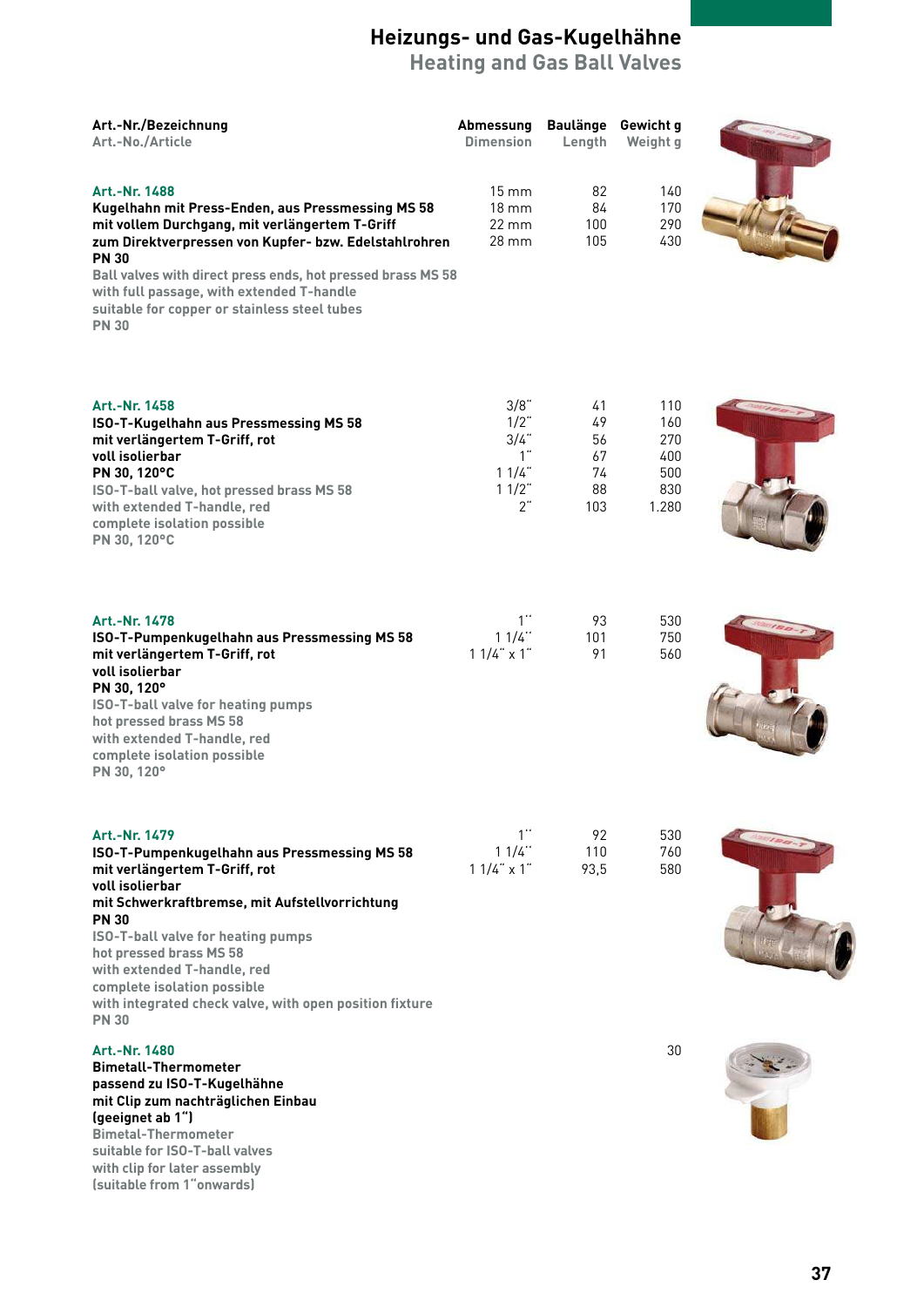# Heizungs- und Gas-Kugelhähne
## Heating and Gas Ball Valves

| Art.-Nr./Bezeichnung<br>Art.-No./Article | Abmessung<br>Dimension | Baulänge<br>Length | Gewicht g<br>Weight g |
|---|---|---|---|
| **Art.-Nr. 1488**<br>**Kugelhahn mit Press-Enden, aus Pressmessing MS 58 mit vollem Durchgang, mit verlängertem T-Griff zum Direktverpressen von Kupfer- bzw. Edelstahlrohren PN 30**<br>Ball valves with direct press ends, hot pressed brass MS 58 with full passage, with extended T-handle suitable for copper or stainless steel tubes PN 30 | 15 mm | 82 | 140 |
| | 18 mm | 84 | 170 |
| | 22 mm | 100 | 290 |
| | 28 mm | 105 | 430 |
| **Art.-Nr. 1458**<br>**ISO-T-Kugelhahn aus Pressmessing MS 58 mit verlängertem T-Griff, rot voll isolierbar PN 30, 120°C**<br>ISO-T-ball valve, hot pressed brass MS 58 with extended T-handle, red complete isolation possible PN 30, 120°C | 3/8" | 41 | 110 |
| | 1/2" | 49 | 160 |
| | 3/4" | 56 | 270 |
| | 1" | 67 | 400 |
| | 1 1/4" | 74 | 500 |
| | 1 1/2" | 88 | 830 |
| | 2" | 103 | 1.280 |
| **Art.-Nr. 1478**<br>**ISO-T-Pumpenkugelhahn aus Pressmessing MS 58 mit verlängertem T-Griff, rot voll isolierbar PN 30, 120°**<br>ISO-T-ball valve for heating pumps hot pressed brass MS 58 with extended T-handle, red complete isolation possible PN 30, 120° | 1" | 93 | 530 |
| | 1 1/4" | 101 | 750 |
| | 1 1/4" x 1" | 91 | 560 |
| **Art.-Nr. 1479**<br>**ISO-T-Pumpenkugelhahn aus Pressmessing MS 58 mit verlängertem T-Griff, rot voll isolierbar mit Schwerkraftbremse, mit Aufstellvorrichtung PN 30**<br>ISO-T-ball valve for heating pumps hot pressed brass MS 58 with extended T-handle, red complete isolation possible with integrated check valve, with open position fixture PN 30 | 1" | 92 | 530 |
| | 1 1/4" | 110 | 760 |
| | 1 1/4" x 1" | 93,5 | 580 |
| **Art.-Nr. 1480**<br>**Bimetall-Thermometer passend zu ISO-T-Kugelhähne mit Clip zum nachträglichen Einbau (geeignet ab 1")**<br>Bimetal-Thermometer suitable for ISO-T-ball valves with clip for later assembly (suitable from 1" onwards) | | | 30 |